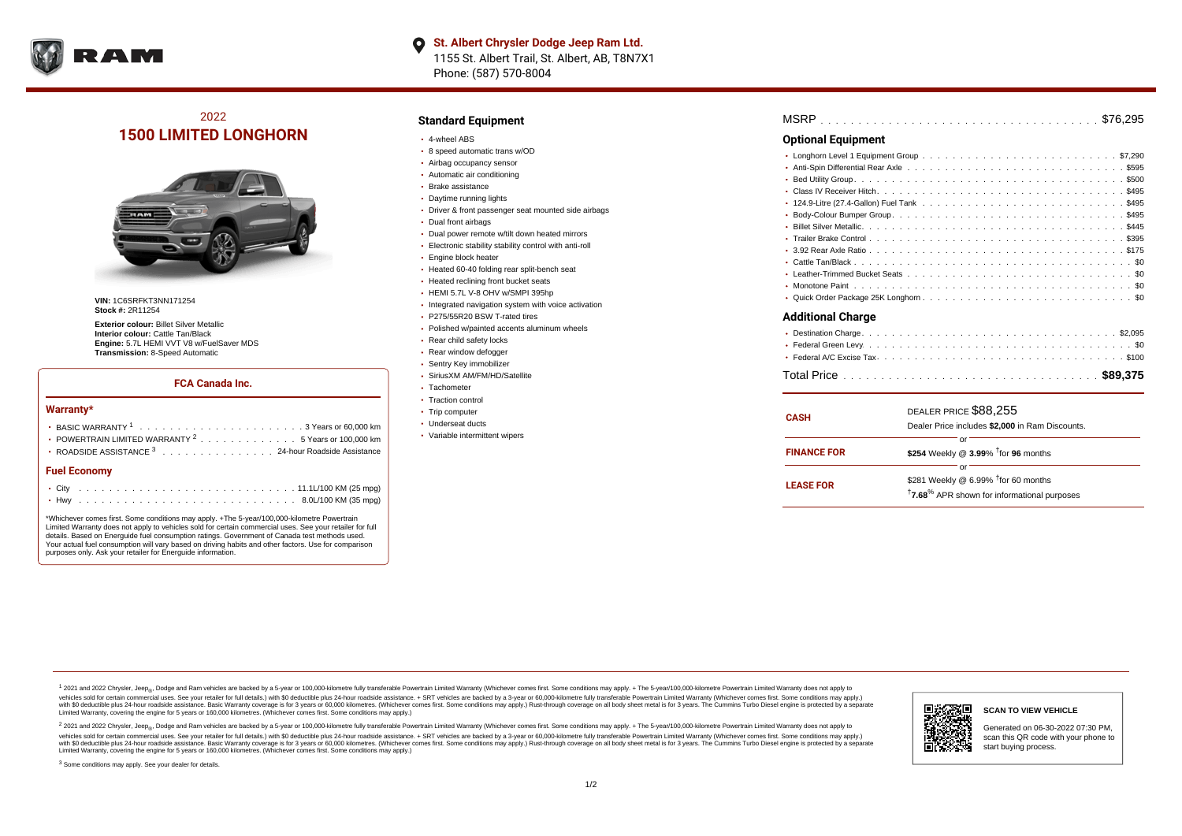**St. Albert Chrysler Dodge Jeep Ram Ltd.**
1155 St. Albert Trail, St. Albert, AB, T8N7X1
Phone: (587) 570-8004

# 2022 1500 LIMITED LONGHORN

**VIN:** 1C6SRFKT3NN171254
**Stock #:** 2R11254

**Exterior colour:** Billet Silver Metallic
**Interior colour:** Cattle Tan/Black
**Engine:** 5.7L HEMI VVT V8 w/FuelSaver MDS
**Transmission:** 8-Speed Automatic

### FCA Canada Inc.

#### Warranty*

- BASIC WARRANTY [1] . . . . . 3 Years or 60,000 km
- POWERTRAIN LIMITED WARRANTY [2] . . . . . 5 Years or 100,000 km
- ROADSIDE ASSISTANCE [3] . . . . . 24-hour Roadside Assistance

#### Fuel Economy

- City . . . . . 11.1L/100 KM (25 mpg)
- Hwy . . . . . 8.0L/100 KM (35 mpg)

*Whichever comes first. Some conditions may apply. +The 5-year/100,000-kilometre Powertrain Limited Warranty does not apply to vehicles sold for certain commercial uses. See your retailer for full details. Based on Energuide fuel consumption ratings. Government of Canada test methods used. Your actual fuel consumption will vary based on driving habits and other factors. Use for comparison purposes only. Ask your retailer for Energuide information.

## Standard Equipment

- 4-wheel ABS
- 8 speed automatic trans w/OD
- Airbag occupancy sensor
- Automatic air conditioning
- Brake assistance
- Daytime running lights
- Driver & front passenger seat mounted side airbags
- Dual front airbags
- Dual power remote w/tilt down heated mirrors
- Electronic stability stability control with anti-roll
- Engine block heater
- Heated 60-40 folding rear split-bench seat
- Heated reclining front bucket seats
- HEMI 5.7L V-8 OHV w/SMPI 395hp
- Integrated navigation system with voice activation
- P275/55R20 BSW T-rated tires
- Polished w/painted accents aluminum wheels
- Rear child safety locks
- Rear window defogger
- Sentry Key immobilizer
- SiriusXM AM/FM/HD/Satellite
- Tachometer
- Traction control
- Trip computer
- Underseat ducts
- Variable intermittent wipers

MSRP . . . . . $76,295

## Optional Equipment

- Longhorn Level 1 Equipment Group . . . . . $7,290
- Anti-Spin Differential Rear Axle . . . . . $595
- Bed Utility Group . . . . . $500
- Class IV Receiver Hitch . . . . . $495
- 124.9-Litre (27.4-Gallon) Fuel Tank . . . . . $495
- Body-Colour Bumper Group . . . . . $495
- Billet Silver Metallic . . . . . $445
- Trailer Brake Control . . . . . $395
- 3.92 Rear Axle Ratio . . . . . $175
- Cattle Tan/Black . . . . . $0
- Leather-Trimmed Bucket Seats . . . . . $0
- Monotone Paint . . . . . $0
- Quick Order Package 25K Longhorn . . . . . $0

## Additional Charge

- Destination Charge . . . . . $2,095
- Federal Green Levy . . . . . $0
- Federal A/C Excise Tax . . . . . $100

Total Price . . . . . **$89,375**

| | |
|---|---|
| **CASH** | DEALER PRICE $88,255<br>Dealer Price includes **$2,000** in Ram Discounts. |
| | or |
| **FINANCE FOR** | **$254** Weekly @ **3.99**% †for **96** months |
| | or |
| **LEASE FOR** | $281 Weekly @ 6.99% †for 60 months<br>†**7.68**% APR shown for informational purposes |

[1] 2021 and 2022 Chrysler, Jeep®, Dodge and Ram vehicles are backed by a 5-year or 100,000-kilometre fully transferable Powertrain Limited Warranty (Whichever comes first. Some conditions may apply. + The 5-year/100,000-kilometre Powertrain Limited Warranty does not apply to vehicles sold for certain commercial uses. See your retailer for full details.) with $0 deductible plus 24-hour roadside assistance. + SRT vehicles are backed by a 3-year or 60,000-kilometre fully transferable Powertrain Limited Warranty (Whichever comes first. Some conditions may apply.) with $0 deductible plus 24-hour roadside assistance. Basic Warranty coverage is for 3 years or 60,000 kilometres. (Whichever comes first. Some conditions may apply.) Rust-through coverage on all body sheet metal is for 3 years. The Cummins Turbo Diesel engine is protected by a separate Limited Warranty, covering the engine for 5 years or 160,000 kilometres. (Whichever comes first. Some conditions may apply.)

[2] 2021 and 2022 Chrysler, Jeep®, Dodge and Ram vehicles are backed by a 5-year or 100,000-kilometre fully transferable Powertrain Limited Warranty (Whichever comes first. Some conditions may apply. + The 5-year/100,000-kilometre Powertrain Limited Warranty does not apply to vehicles sold for certain commercial uses. See your retailer for full details.) with $0 deductible plus 24-hour roadside assistance. + SRT vehicles are backed by a 3-year or 60,000-kilometre fully transferable Powertrain Limited Warranty (Whichever comes first. Some conditions may apply.) with $0 deductible plus 24-hour roadside assistance. Basic Warranty coverage is for 3 years or 60,000 kilometres. (Whichever comes first. Some conditions may apply.) Rust-through coverage on all body sheet metal is for 3 years. The Cummins Turbo Diesel engine is protected by a separate Limited Warranty, covering the engine for 5 years or 160,000 kilometres. (Whichever comes first. Some conditions may apply.)

[3] Some conditions may apply. See your dealer for details.

**SCAN TO VIEW VEHICLE**

Generated on 06-30-2022 07:30 PM, scan this QR code with your phone to start buying process.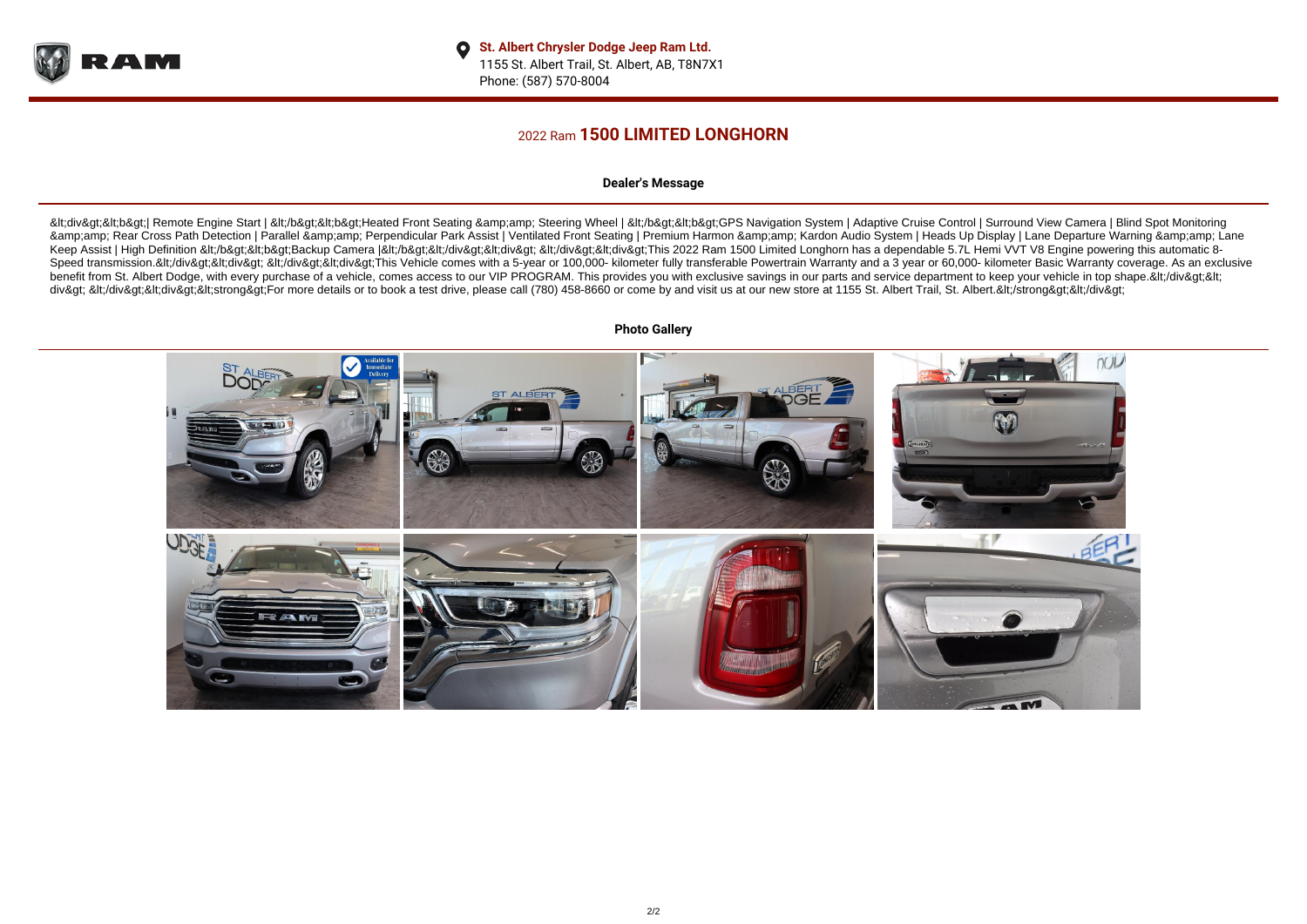St. Albert Chrysler Dodge Jeep Ram Ltd.
1155 St. Albert Trail, St. Albert, AB, T8N7X1
Phone: (587) 570-8004

# 2022 Ram **1500 LIMITED LONGHORN**

## Dealer's Message

&lt;div&gt;&lt;b&gt;| Remote Engine Start | &lt;/b&gt;&lt;b&gt;Heated Front Seating &amp;amp; Steering Wheel | &lt;/b&gt;&lt;b&gt;GPS Navigation System | Adaptive Cruise Control | Surround View Camera | Blind Spot Monitoring &amp;amp; Rear Cross Path Detection | Parallel &amp;amp; Perpendicular Park Assist | Ventilated Front Seating | Premium Harmon &amp;amp; Kardon Audio System | Heads Up Display | Lane Departure Warning &amp;amp; Lane Keep Assist | High Definition &lt;/b&gt;&lt;b&gt;Backup Camera |&lt;/b&gt;&lt;/div&gt;&lt;div&gt; &lt;/div&gt;&lt;div&gt;This 2022 Ram 1500 Limited Longhorn has a dependable 5.7L Hemi VVT V8 Engine powering this automatic 8-Speed transmission.&lt;/div&gt;&lt;div&gt; &lt;/div&gt;&lt;div&gt;This Vehicle comes with a 5-year or 100,000- kilometer fully transferable Powertrain Warranty and a 3 year or 60,000- kilometer Basic Warranty coverage. As an exclusive benefit from St. Albert Dodge, with every purchase of a vehicle, comes access to our VIP PROGRAM. This provides you with exclusive savings in our parts and service department to keep your vehicle in top shape.&lt;/div&gt;&lt; div&gt; &lt;/div&gt;&lt;div&gt;&lt;strong&gt;For more details or to book a test drive, please call (780) 458-8660 or come by and visit us at our new store at 1155 St. Albert Trail, St. Albert.&lt;/strong&gt;&lt;/div&gt;

## Photo Gallery